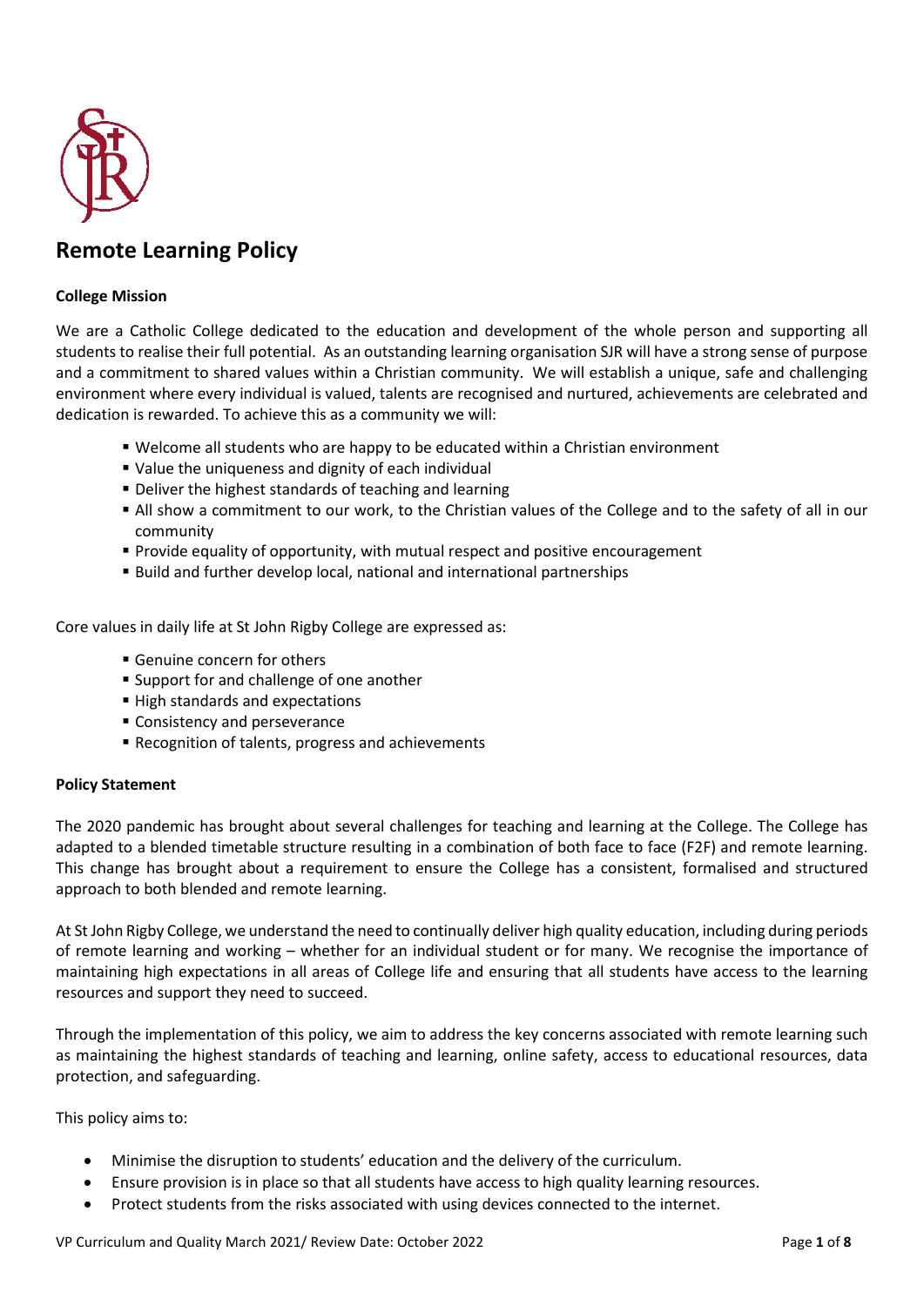# Remote Learning Policy

**College Mission**

We are a Catholic College dedicated to the education and development of the whole person and supporting all students to realise their full potential. As an outstanding learning organisation SJR will have a strong sense of purpose and a commitment to shared values within a Christian community. We will establish a unique, safe and challenging environment where every individual is valued, talents are recognised and nurtured, achievements are celebrated and dedication is rewarded. To achieve this as a community we will:

- Welcome all students who are happy to be educated within a Christian environment
- Value the uniqueness and dignity of each individual
- Deliver the highest standards of teaching and learning
- All show a commitment to our work, to the Christian values of the College and to the safety of all in our community
- Provide equality of opportunity, with mutual respect and positive encouragement
- Build and further develop local, national and international partnerships

Core values in daily life at St John Rigby College are expressed as:

- Genuine concern for others
- Support for and challenge of one another
- High standards and expectations
- Consistency and perseverance
- Recognition of talents, progress and achievements

**Policy Statement**

The 2020 pandemic has brought about several challenges for teaching and learning at the College. The College has adapted to a blended timetable structure resulting in a combination of both face to face (F2F) and remote learning. This change has brought about a requirement to ensure the College has a consistent, formalised and structured approach to both blended and remote learning.

At St John Rigby College, we understand the need to continually deliver high quality education, including during periods of remote learning and working – whether for an individual student or for many. We recognise the importance of maintaining high expectations in all areas of College life and ensuring that all students have access to the learning resources and support they need to succeed.

Through the implementation of this policy, we aim to address the key concerns associated with remote learning such as maintaining the highest standards of teaching and learning, online safety, access to educational resources, data protection, and safeguarding.

This policy aims to:

- Minimise the disruption to students' education and the delivery of the curriculum.
- Ensure provision is in place so that all students have access to high quality learning resources.
- Protect students from the risks associated with using devices connected to the internet.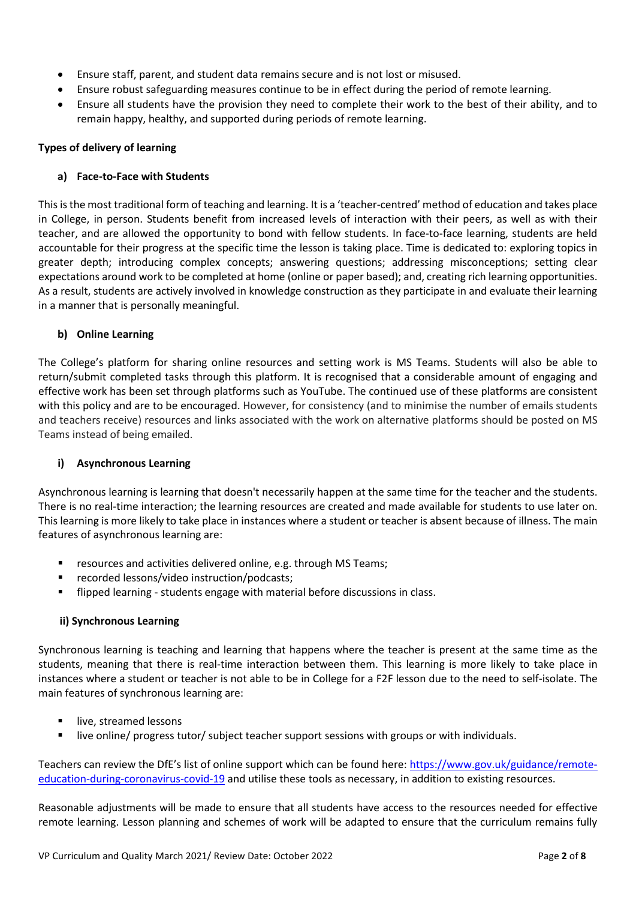- Ensure staff, parent, and student data remains secure and is not lost or misused.
- Ensure robust safeguarding measures continue to be in effect during the period of remote learning.
- Ensure all students have the provision they need to complete their work to the best of their ability, and to remain happy, healthy, and supported during periods of remote learning.

**Types of delivery of learning**

**a) Face-to-Face with Students**

This is the most traditional form of teaching and learning. It is a 'teacher-centred' method of education and takes place in College, in person. Students benefit from increased levels of interaction with their peers, as well as with their teacher, and are allowed the opportunity to bond with fellow students. In face-to-face learning, students are held accountable for their progress at the specific time the lesson is taking place. Time is dedicated to: exploring topics in greater depth; introducing complex concepts; answering questions; addressing misconceptions; setting clear expectations around work to be completed at home (online or paper based); and, creating rich learning opportunities. As a result, students are actively involved in knowledge construction as they participate in and evaluate their learning in a manner that is personally meaningful.

**b) Online Learning**

The College's platform for sharing online resources and setting work is MS Teams. Students will also be able to return/submit completed tasks through this platform. It is recognised that a considerable amount of engaging and effective work has been set through platforms such as YouTube. The continued use of these platforms are consistent with this policy and are to be encouraged. However, for consistency (and to minimise the number of emails students and teachers receive) resources and links associated with the work on alternative platforms should be posted on MS Teams instead of being emailed.

**i) Asynchronous Learning**

Asynchronous learning is learning that doesn't necessarily happen at the same time for the teacher and the students. There is no real-time interaction; the learning resources are created and made available for students to use later on. This learning is more likely to take place in instances where a student or teacher is absent because of illness. The main features of asynchronous learning are:

- resources and activities delivered online, e.g. through MS Teams;
- recorded lessons/video instruction/podcasts;
- flipped learning - students engage with material before discussions in class.

**ii) Synchronous Learning**

Synchronous learning is teaching and learning that happens where the teacher is present at the same time as the students, meaning that there is real-time interaction between them. This learning is more likely to take place in instances where a student or teacher is not able to be in College for a F2F lesson due to the need to self-isolate. The main features of synchronous learning are:

- live, streamed lessons
- live online/ progress tutor/ subject teacher support sessions with groups or with individuals.

Teachers can review the DfE's list of online support which can be found here: https://www.gov.uk/guidance/remote-education-during-coronavirus-covid-19 and utilise these tools as necessary, in addition to existing resources.

Reasonable adjustments will be made to ensure that all students have access to the resources needed for effective remote learning. Lesson planning and schemes of work will be adapted to ensure that the curriculum remains fully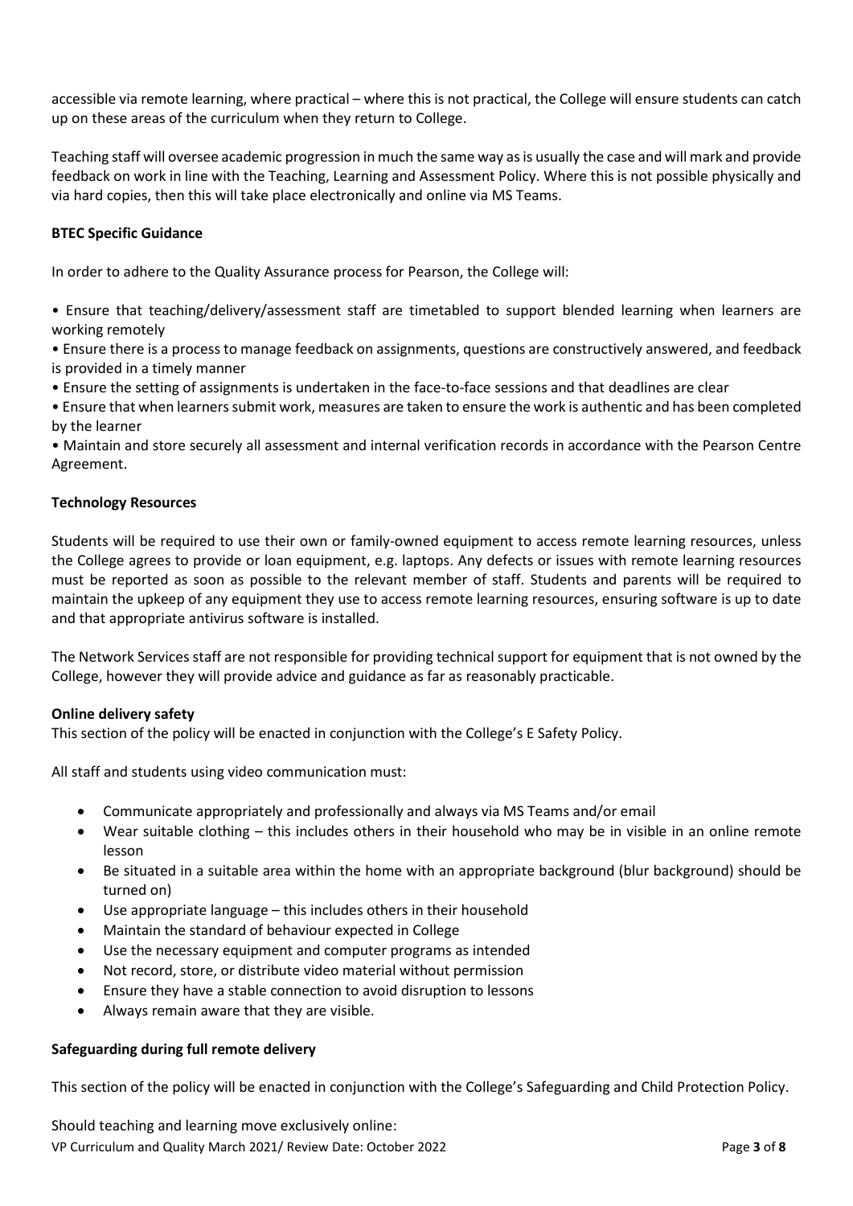accessible via remote learning, where practical – where this is not practical, the College will ensure students can catch up on these areas of the curriculum when they return to College.

Teaching staff will oversee academic progression in much the same way as is usually the case and will mark and provide feedback on work in line with the Teaching, Learning and Assessment Policy. Where this is not possible physically and via hard copies, then this will take place electronically and online via MS Teams.

**BTEC Specific Guidance**

In order to adhere to the Quality Assurance process for Pearson, the College will:

• Ensure that teaching/delivery/assessment staff are timetabled to support blended learning when learners are working remotely

• Ensure there is a process to manage feedback on assignments, questions are constructively answered, and feedback is provided in a timely manner

• Ensure the setting of assignments is undertaken in the face-to-face sessions and that deadlines are clear

• Ensure that when learners submit work, measures are taken to ensure the work is authentic and has been completed by the learner

• Maintain and store securely all assessment and internal verification records in accordance with the Pearson Centre Agreement.

**Technology Resources**

Students will be required to use their own or family-owned equipment to access remote learning resources, unless the College agrees to provide or loan equipment, e.g. laptops. Any defects or issues with remote learning resources must be reported as soon as possible to the relevant member of staff. Students and parents will be required to maintain the upkeep of any equipment they use to access remote learning resources, ensuring software is up to date and that appropriate antivirus software is installed.

The Network Services staff are not responsible for providing technical support for equipment that is not owned by the College, however they will provide advice and guidance as far as reasonably practicable.

**Online delivery safety**

This section of the policy will be enacted in conjunction with the College's E Safety Policy.

All staff and students using video communication must:

- Communicate appropriately and professionally and always via MS Teams and/or email
- Wear suitable clothing – this includes others in their household who may be in visible in an online remote lesson
- Be situated in a suitable area within the home with an appropriate background (blur background) should be turned on)
- Use appropriate language – this includes others in their household
- Maintain the standard of behaviour expected in College
- Use the necessary equipment and computer programs as intended
- Not record, store, or distribute video material without permission
- Ensure they have a stable connection to avoid disruption to lessons
- Always remain aware that they are visible.

**Safeguarding during full remote delivery**

This section of the policy will be enacted in conjunction with the College's Safeguarding and Child Protection Policy.

Should teaching and learning move exclusively online: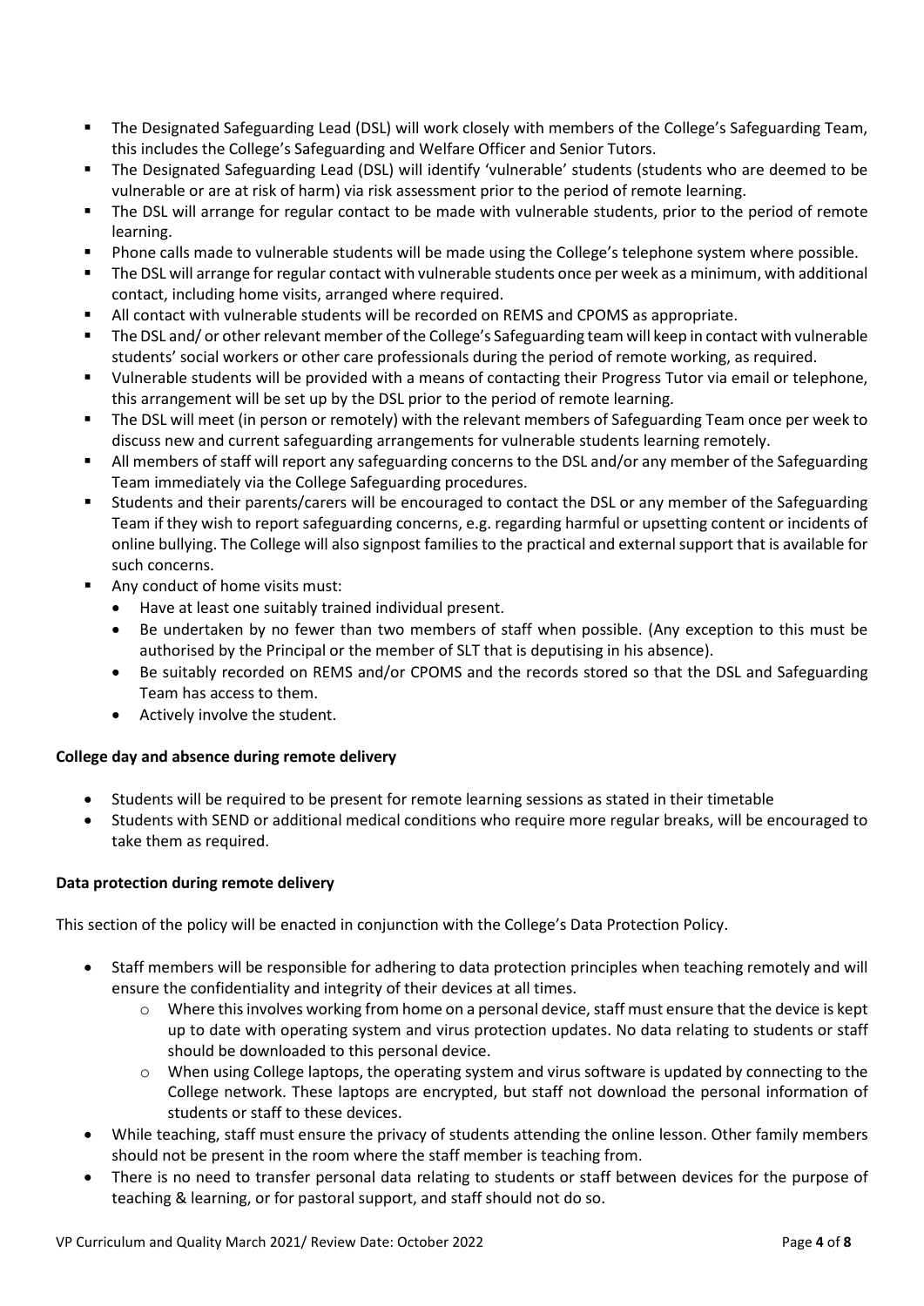- The Designated Safeguarding Lead (DSL) will work closely with members of the College's Safeguarding Team, this includes the College's Safeguarding and Welfare Officer and Senior Tutors.
- The Designated Safeguarding Lead (DSL) will identify 'vulnerable' students (students who are deemed to be vulnerable or are at risk of harm) via risk assessment prior to the period of remote learning.
- The DSL will arrange for regular contact to be made with vulnerable students, prior to the period of remote learning.
- Phone calls made to vulnerable students will be made using the College's telephone system where possible.
- The DSL will arrange for regular contact with vulnerable students once per week as a minimum, with additional contact, including home visits, arranged where required.
- All contact with vulnerable students will be recorded on REMS and CPOMS as appropriate.
- The DSL and/ or other relevant member of the College's Safeguarding team will keep in contact with vulnerable students' social workers or other care professionals during the period of remote working, as required.
- Vulnerable students will be provided with a means of contacting their Progress Tutor via email or telephone, this arrangement will be set up by the DSL prior to the period of remote learning.
- The DSL will meet (in person or remotely) with the relevant members of Safeguarding Team once per week to discuss new and current safeguarding arrangements for vulnerable students learning remotely.
- All members of staff will report any safeguarding concerns to the DSL and/or any member of the Safeguarding Team immediately via the College Safeguarding procedures.
- Students and their parents/carers will be encouraged to contact the DSL or any member of the Safeguarding Team if they wish to report safeguarding concerns, e.g. regarding harmful or upsetting content or incidents of online bullying. The College will also signpost families to the practical and external support that is available for such concerns.
- Any conduct of home visits must:
  - Have at least one suitably trained individual present.
  - Be undertaken by no fewer than two members of staff when possible. (Any exception to this must be authorised by the Principal or the member of SLT that is deputising in his absence).
  - Be suitably recorded on REMS and/or CPOMS and the records stored so that the DSL and Safeguarding Team has access to them.
  - Actively involve the student.

**College day and absence during remote delivery**

- Students will be required to be present for remote learning sessions as stated in their timetable
- Students with SEND or additional medical conditions who require more regular breaks, will be encouraged to take them as required.

**Data protection during remote delivery**

This section of the policy will be enacted in conjunction with the College's Data Protection Policy.

- Staff members will be responsible for adhering to data protection principles when teaching remotely and will ensure the confidentiality and integrity of their devices at all times.
  - Where this involves working from home on a personal device, staff must ensure that the device is kept up to date with operating system and virus protection updates. No data relating to students or staff should be downloaded to this personal device.
  - When using College laptops, the operating system and virus software is updated by connecting to the College network. These laptops are encrypted, but staff not download the personal information of students or staff to these devices.
- While teaching, staff must ensure the privacy of students attending the online lesson. Other family members should not be present in the room where the staff member is teaching from.
- There is no need to transfer personal data relating to students or staff between devices for the purpose of teaching & learning, or for pastoral support, and staff should not do so.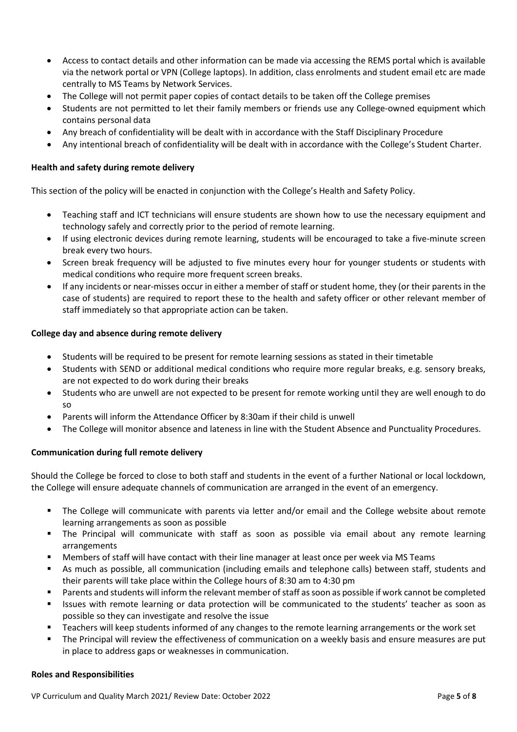- Access to contact details and other information can be made via accessing the REMS portal which is available via the network portal or VPN (College laptops). In addition, class enrolments and student email etc are made centrally to MS Teams by Network Services.
- The College will not permit paper copies of contact details to be taken off the College premises
- Students are not permitted to let their family members or friends use any College-owned equipment which contains personal data
- Any breach of confidentiality will be dealt with in accordance with the Staff Disciplinary Procedure
- Any intentional breach of confidentiality will be dealt with in accordance with the College's Student Charter.

**Health and safety during remote delivery**

This section of the policy will be enacted in conjunction with the College's Health and Safety Policy.

- Teaching staff and ICT technicians will ensure students are shown how to use the necessary equipment and technology safely and correctly prior to the period of remote learning.
- If using electronic devices during remote learning, students will be encouraged to take a five-minute screen break every two hours.
- Screen break frequency will be adjusted to five minutes every hour for younger students or students with medical conditions who require more frequent screen breaks.
- If any incidents or near-misses occur in either a member of staff or student home, they (or their parents in the case of students) are required to report these to the health and safety officer or other relevant member of staff immediately so that appropriate action can be taken.

**College day and absence during remote delivery**

- Students will be required to be present for remote learning sessions as stated in their timetable
- Students with SEND or additional medical conditions who require more regular breaks, e.g. sensory breaks, are not expected to do work during their breaks
- Students who are unwell are not expected to be present for remote working until they are well enough to do so
- Parents will inform the Attendance Officer by 8:30am if their child is unwell
- The College will monitor absence and lateness in line with the Student Absence and Punctuality Procedures.

**Communication during full remote delivery**

Should the College be forced to close to both staff and students in the event of a further National or local lockdown, the College will ensure adequate channels of communication are arranged in the event of an emergency.

- The College will communicate with parents via letter and/or email and the College website about remote learning arrangements as soon as possible
- The Principal will communicate with staff as soon as possible via email about any remote learning arrangements
- Members of staff will have contact with their line manager at least once per week via MS Teams
- As much as possible, all communication (including emails and telephone calls) between staff, students and their parents will take place within the College hours of 8:30 am to 4:30 pm
- Parents and students will inform the relevant member of staff as soon as possible if work cannot be completed
- Issues with remote learning or data protection will be communicated to the students' teacher as soon as possible so they can investigate and resolve the issue
- Teachers will keep students informed of any changes to the remote learning arrangements or the work set
- The Principal will review the effectiveness of communication on a weekly basis and ensure measures are put in place to address gaps or weaknesses in communication.

**Roles and Responsibilities**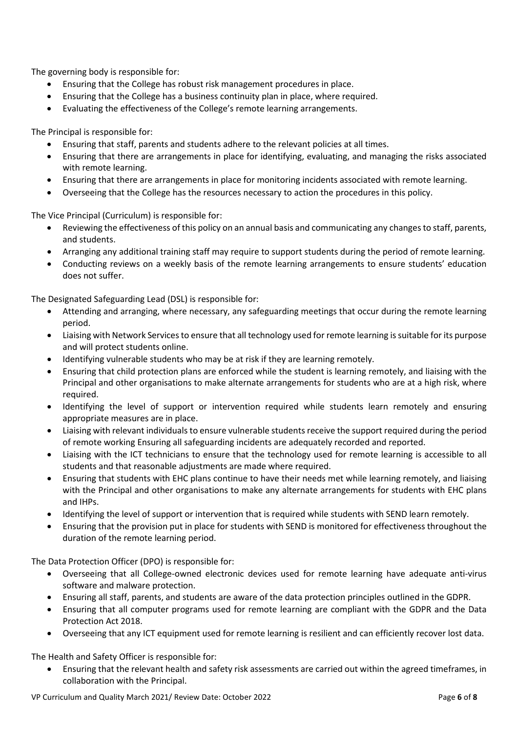The governing body is responsible for:

- Ensuring that the College has robust risk management procedures in place.
- Ensuring that the College has a business continuity plan in place, where required.
- Evaluating the effectiveness of the College's remote learning arrangements.

The Principal is responsible for:

- Ensuring that staff, parents and students adhere to the relevant policies at all times.
- Ensuring that there are arrangements in place for identifying, evaluating, and managing the risks associated with remote learning.
- Ensuring that there are arrangements in place for monitoring incidents associated with remote learning.
- Overseeing that the College has the resources necessary to action the procedures in this policy.

The Vice Principal (Curriculum) is responsible for:

- Reviewing the effectiveness of this policy on an annual basis and communicating any changes to staff, parents, and students.
- Arranging any additional training staff may require to support students during the period of remote learning.
- Conducting reviews on a weekly basis of the remote learning arrangements to ensure students' education does not suffer.

The Designated Safeguarding Lead (DSL) is responsible for:

- Attending and arranging, where necessary, any safeguarding meetings that occur during the remote learning period.
- Liaising with Network Services to ensure that all technology used for remote learning is suitable for its purpose and will protect students online.
- Identifying vulnerable students who may be at risk if they are learning remotely.
- Ensuring that child protection plans are enforced while the student is learning remotely, and liaising with the Principal and other organisations to make alternate arrangements for students who are at a high risk, where required.
- Identifying the level of support or intervention required while students learn remotely and ensuring appropriate measures are in place.
- Liaising with relevant individuals to ensure vulnerable students receive the support required during the period of remote working Ensuring all safeguarding incidents are adequately recorded and reported.
- Liaising with the ICT technicians to ensure that the technology used for remote learning is accessible to all students and that reasonable adjustments are made where required.
- Ensuring that students with EHC plans continue to have their needs met while learning remotely, and liaising with the Principal and other organisations to make any alternate arrangements for students with EHC plans and IHPs.
- Identifying the level of support or intervention that is required while students with SEND learn remotely.
- Ensuring that the provision put in place for students with SEND is monitored for effectiveness throughout the duration of the remote learning period.

The Data Protection Officer (DPO) is responsible for:

- Overseeing that all College-owned electronic devices used for remote learning have adequate anti-virus software and malware protection.
- Ensuring all staff, parents, and students are aware of the data protection principles outlined in the GDPR.
- Ensuring that all computer programs used for remote learning are compliant with the GDPR and the Data Protection Act 2018.
- Overseeing that any ICT equipment used for remote learning is resilient and can efficiently recover lost data.

The Health and Safety Officer is responsible for:

- Ensuring that the relevant health and safety risk assessments are carried out within the agreed timeframes, in collaboration with the Principal.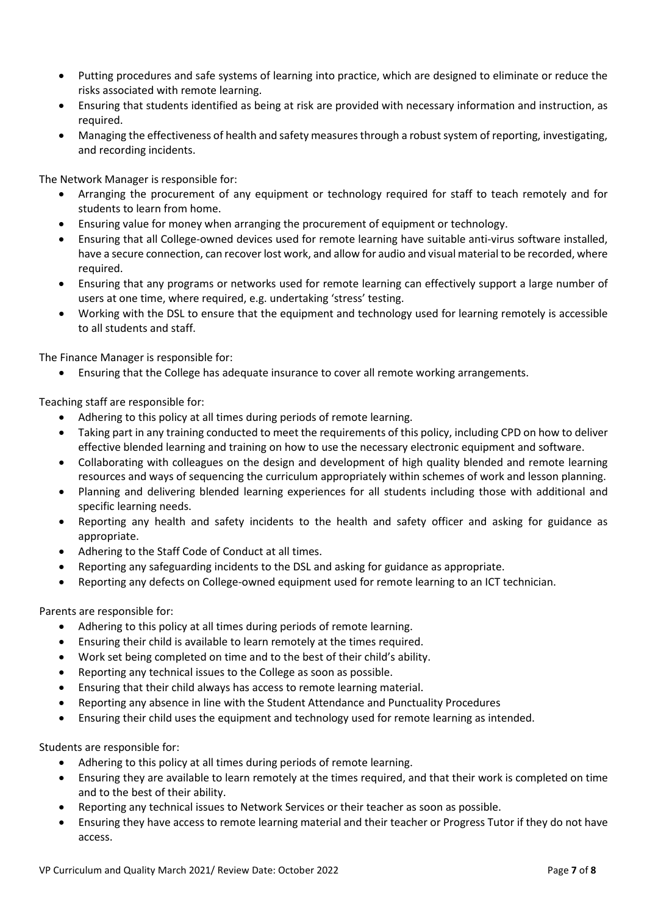- Putting procedures and safe systems of learning into practice, which are designed to eliminate or reduce the risks associated with remote learning.
- Ensuring that students identified as being at risk are provided with necessary information and instruction, as required.
- Managing the effectiveness of health and safety measures through a robust system of reporting, investigating, and recording incidents.

The Network Manager is responsible for:

- Arranging the procurement of any equipment or technology required for staff to teach remotely and for students to learn from home.
- Ensuring value for money when arranging the procurement of equipment or technology.
- Ensuring that all College-owned devices used for remote learning have suitable anti-virus software installed, have a secure connection, can recover lost work, and allow for audio and visual material to be recorded, where required.
- Ensuring that any programs or networks used for remote learning can effectively support a large number of users at one time, where required, e.g. undertaking 'stress' testing.
- Working with the DSL to ensure that the equipment and technology used for learning remotely is accessible to all students and staff.

The Finance Manager is responsible for:

- Ensuring that the College has adequate insurance to cover all remote working arrangements.

Teaching staff are responsible for:

- Adhering to this policy at all times during periods of remote learning.
- Taking part in any training conducted to meet the requirements of this policy, including CPD on how to deliver effective blended learning and training on how to use the necessary electronic equipment and software.
- Collaborating with colleagues on the design and development of high quality blended and remote learning resources and ways of sequencing the curriculum appropriately within schemes of work and lesson planning.
- Planning and delivering blended learning experiences for all students including those with additional and specific learning needs.
- Reporting any health and safety incidents to the health and safety officer and asking for guidance as appropriate.
- Adhering to the Staff Code of Conduct at all times.
- Reporting any safeguarding incidents to the DSL and asking for guidance as appropriate.
- Reporting any defects on College-owned equipment used for remote learning to an ICT technician.

Parents are responsible for:

- Adhering to this policy at all times during periods of remote learning.
- Ensuring their child is available to learn remotely at the times required.
- Work set being completed on time and to the best of their child's ability.
- Reporting any technical issues to the College as soon as possible.
- Ensuring that their child always has access to remote learning material.
- Reporting any absence in line with the Student Attendance and Punctuality Procedures
- Ensuring their child uses the equipment and technology used for remote learning as intended.

Students are responsible for:

- Adhering to this policy at all times during periods of remote learning.
- Ensuring they are available to learn remotely at the times required, and that their work is completed on time and to the best of their ability.
- Reporting any technical issues to Network Services or their teacher as soon as possible.
- Ensuring they have access to remote learning material and their teacher or Progress Tutor if they do not have access.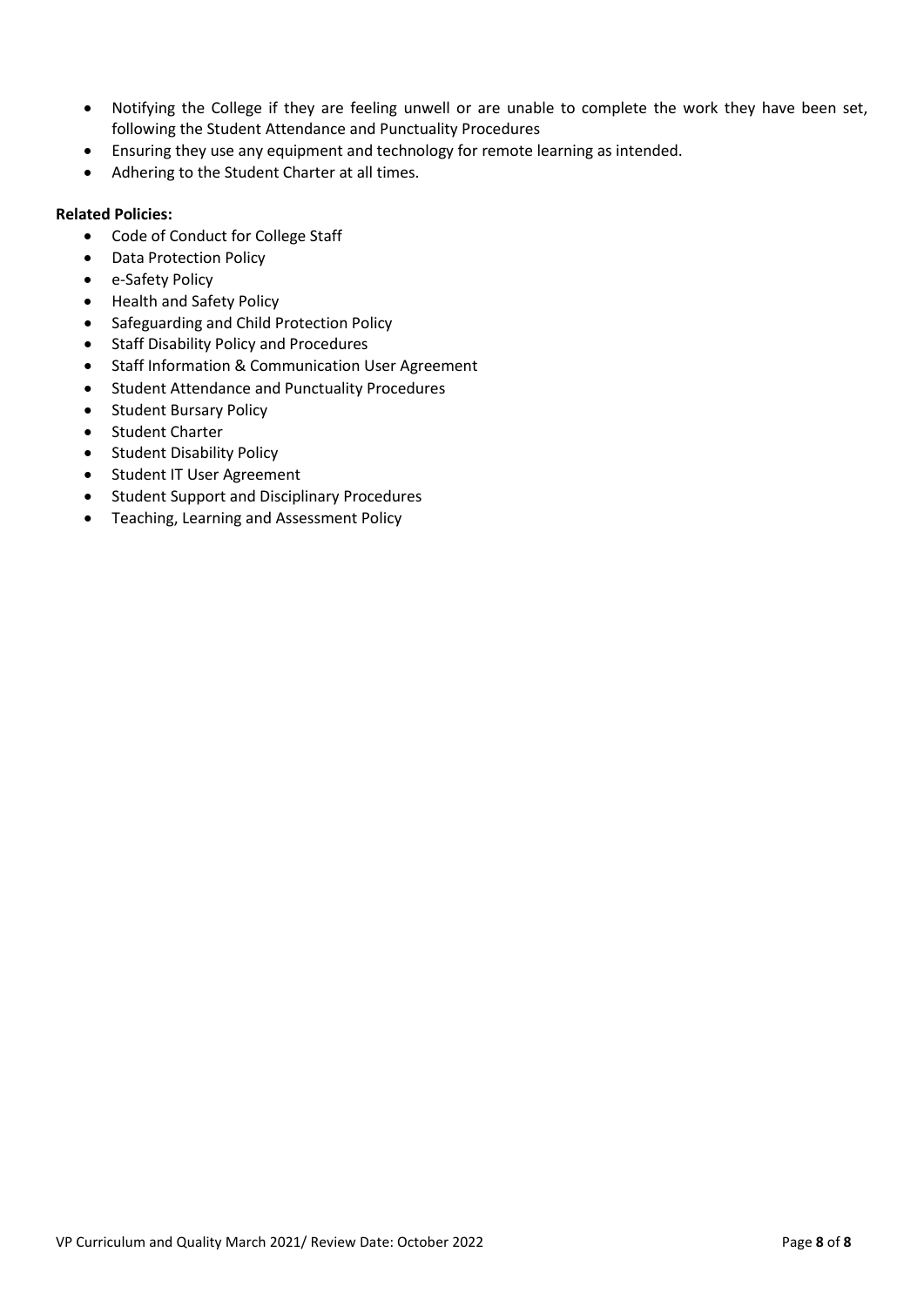- Notifying the College if they are feeling unwell or are unable to complete the work they have been set, following the Student Attendance and Punctuality Procedures
- Ensuring they use any equipment and technology for remote learning as intended.
- Adhering to the Student Charter at all times.

**Related Policies:**

- Code of Conduct for College Staff
- Data Protection Policy
- e-Safety Policy
- Health and Safety Policy
- Safeguarding and Child Protection Policy
- Staff Disability Policy and Procedures
- Staff Information & Communication User Agreement
- Student Attendance and Punctuality Procedures
- Student Bursary Policy
- Student Charter
- Student Disability Policy
- Student IT User Agreement
- Student Support and Disciplinary Procedures
- Teaching, Learning and Assessment Policy